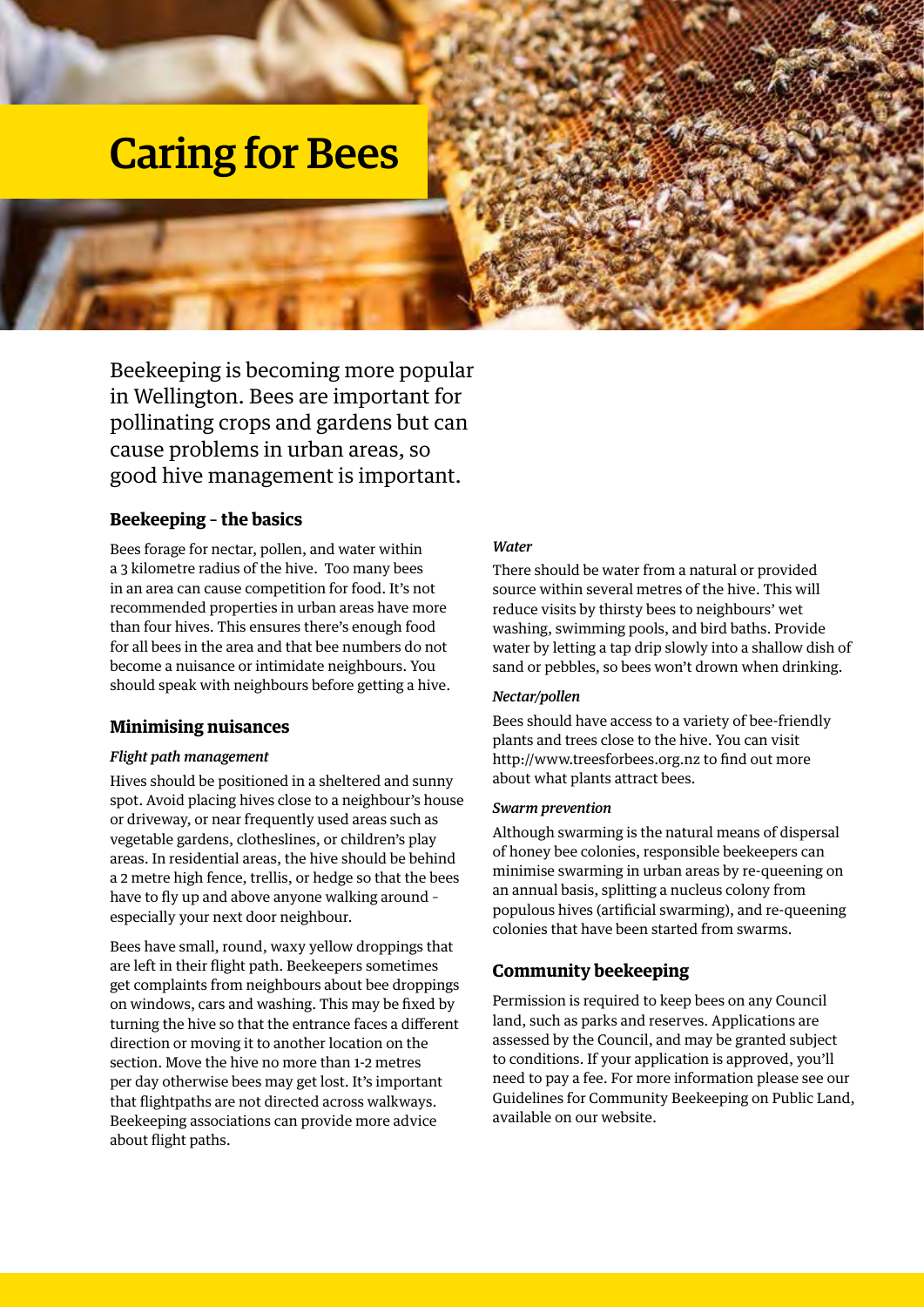# Caring for Bees

Beekeeping is becoming more popular in Wellington. Bees are important for pollinating crops and gardens but can cause problems in urban areas, so good hive management is important.

## Beekeeping – the basics

Bees forage for nectar, pollen, and water within a 3 kilometre radius of the hive. Too many bees in an area can cause competition for food. It's not recommended properties in urban areas have more than four hives. This ensures there's enough food for all bees in the area and that bee numbers do not become a nuisance or intimidate neighbours. You should speak with neighbours before getting a hive.

## Minimising nuisances

### *Flight path management*

Hives should be positioned in a sheltered and sunny spot. Avoid placing hives close to a neighbour's house or driveway, or near frequently used areas such as vegetable gardens, clotheslines, or children's play areas. In residential areas, the hive should be behind a 2 metre high fence, trellis, or hedge so that the bees have to fly up and above anyone walking around – especially your next door neighbour.

Bees have small, round, waxy yellow droppings that are left in their flight path. Beekeepers sometimes get complaints from neighbours about bee droppings on windows, cars and washing. This may be fixed by turning the hive so that the entrance faces a different direction or moving it to another location on the section. Move the hive no more than 1-2 metres per day otherwise bees may get lost. It's important that flightpaths are not directed across walkways. Beekeeping associations can provide more advice about flight paths.

### *Water*

There should be water from a natural or provided source within several metres of the hive. This will reduce visits by thirsty bees to neighbours' wet washing, swimming pools, and bird baths. Provide water by letting a tap drip slowly into a shallow dish of sand or pebbles, so bees won't drown when drinking.

### *Nectar/pollen*

Bees should have access to a variety of bee-friendly plants and trees close to the hive. You can visit http://www.treesforbees.org.nz to find out more about what plants attract bees.

### *Swarm prevention*

Although swarming is the natural means of dispersal of honey bee colonies, responsible beekeepers can minimise swarming in urban areas by re-queening on an annual basis, splitting a nucleus colony from populous hives (artificial swarming), and re-queening colonies that have been started from swarms.

## Community beekeeping

Permission is required to keep bees on any Council land, such as parks and reserves. Applications are assessed by the Council, and may be granted subject to conditions. If your application is approved, you'll need to pay a fee. For more information please see our Guidelines for Community Beekeeping on Public Land, available on our website.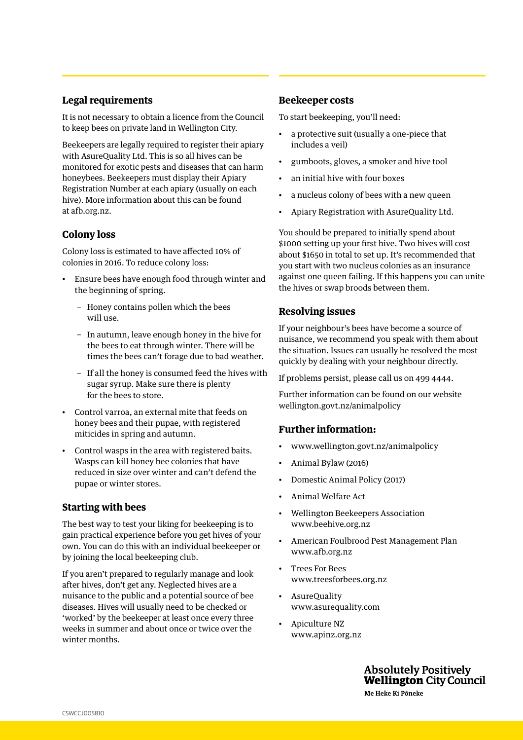## Legal requirements

It is not necessary to obtain a licence from the Council to keep bees on private land in Wellington City.

Beekeepers are legally required to register their apiary with AsureQuality Ltd. This is so all hives can be monitored for exotic pests and diseases that can harm honeybees. Beekeepers must display their Apiary Registration Number at each apiary (usually on each hive). More information about this can be found at afb.org.nz.

## Colony loss

Colony loss is estimated to have affected 10% of colonies in 2016. To reduce colony loss:

- Ensure bees have enough food through winter and the beginning of spring.
  - Honey contains pollen which the bees will use.
  - In autumn, leave enough honey in the hive for the bees to eat through winter. There will be times the bees can't forage due to bad weather.
  - If all the honey is consumed feed the hives with sugar syrup. Make sure there is plenty for the bees to store.
- Control varroa, an external mite that feeds on honey bees and their pupae, with registered miticides in spring and autumn.
- Control wasps in the area with registered baits. Wasps can kill honey bee colonies that have reduced in size over winter and can't defend the pupae or winter stores.

## Starting with bees

The best way to test your liking for beekeeping is to gain practical experience before you get hives of your own. You can do this with an individual beekeeper or by joining the local beekeeping club.

If you aren't prepared to regularly manage and look after hives, don't get any. Neglected hives are a nuisance to the public and a potential source of bee diseases. Hives will usually need to be checked or 'worked' by the beekeeper at least once every three weeks in summer and about once or twice over the winter months.

## Beekeeper costs

To start beekeeping, you'll need:

- a protective suit (usually a one-piece that includes a veil)
- gumboots, gloves, a smoker and hive tool
- an initial hive with four boxes
- a nucleus colony of bees with a new queen
- Apiary Registration with AsureQuality Ltd.

You should be prepared to initially spend about $1000 setting up your first hive. Two hives will cost about $1650 in total to set up. It's recommended that you start with two nucleus colonies as an insurance against one queen failing. If this happens you can unite the hives or swap broods between them.

## Resolving issues

If your neighbour's bees have become a source of nuisance, we recommend you speak with them about the situation. Issues can usually be resolved the most quickly by dealing with your neighbour directly.

If problems persist, please call us on 499 4444.

Further information can be found on our website wellington.govt.nz/animalpolicy

## Further information:

- www.wellington.govt.nz/animalpolicy
- Animal Bylaw (2016)
- Domestic Animal Policy (2017)
- Animal Welfare Act
- Wellington Beekeepers Association www.beehive.org.nz
- American Foulbrood Pest Management Plan www.afb.org.nz
- Trees For Bees www.treesforbees.org.nz
- AsureQuality www.asurequality.com
- Apiculture NZ www.apinz.org.nz

**Absolutely Positively Wellington City Council**
Me Heke Ki Pōneke

CSWCCJ005810